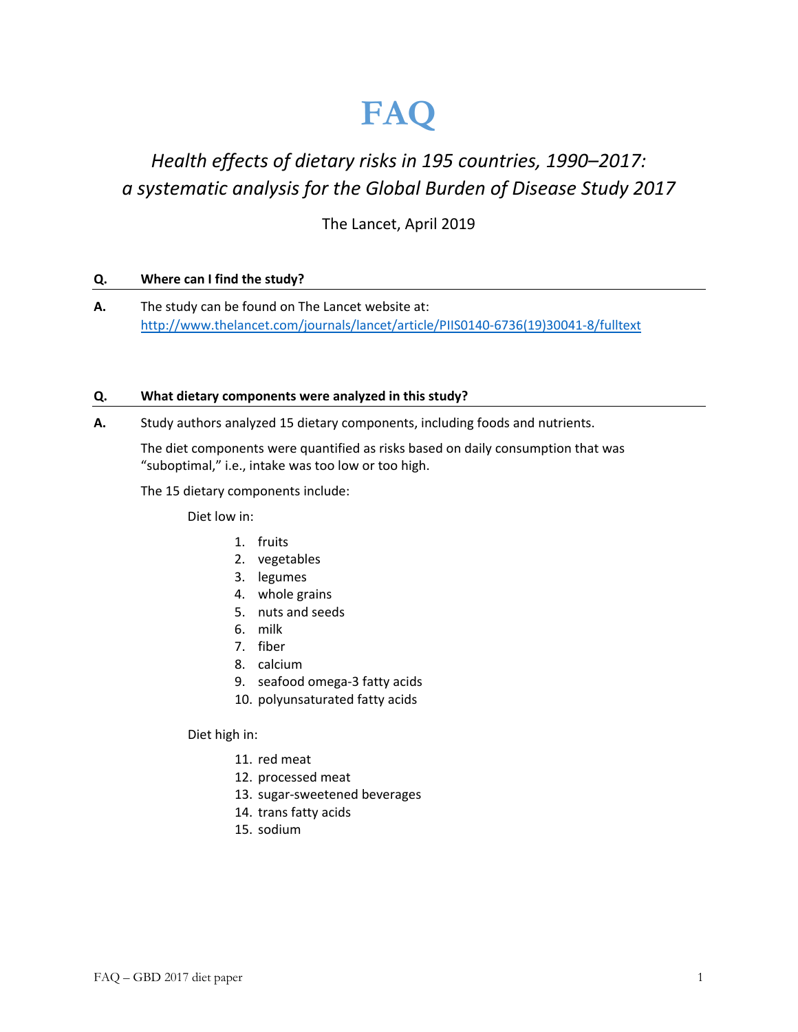# FAQ

## *Health effects of dietary risks in 195 countries, 1990–2017: a systematic analysis for the Global Burden of Disease Study 2017*

The Lancet, April 2019

**Q. Where can I find the study?**

**A.** The study can be found on The Lancet website at: [http://www.thelancet.com/journals/lancet/article/PIIS0140-6736(19)30041-8/fulltext](http://www.thelancet.com/journals/lancet/article/PIIS0140-6736(19)30041-8/fulltext)

**Q. What dietary components were analyzed in this study?**

**A.** Study authors analyzed 15 dietary components, including foods and nutrients.

The diet components were quantified as risks based on daily consumption that was "suboptimal," i.e., intake was too low or too high.

The 15 dietary components include:

Diet low in:

1. fruits
2. vegetables
3. legumes
4. whole grains
5. nuts and seeds
6. milk
7. fiber
8. calcium
9. seafood omega-3 fatty acids
10. polyunsaturated fatty acids

Diet high in:

11. red meat
12. processed meat
13. sugar-sweetened beverages
14. trans fatty acids
15. sodium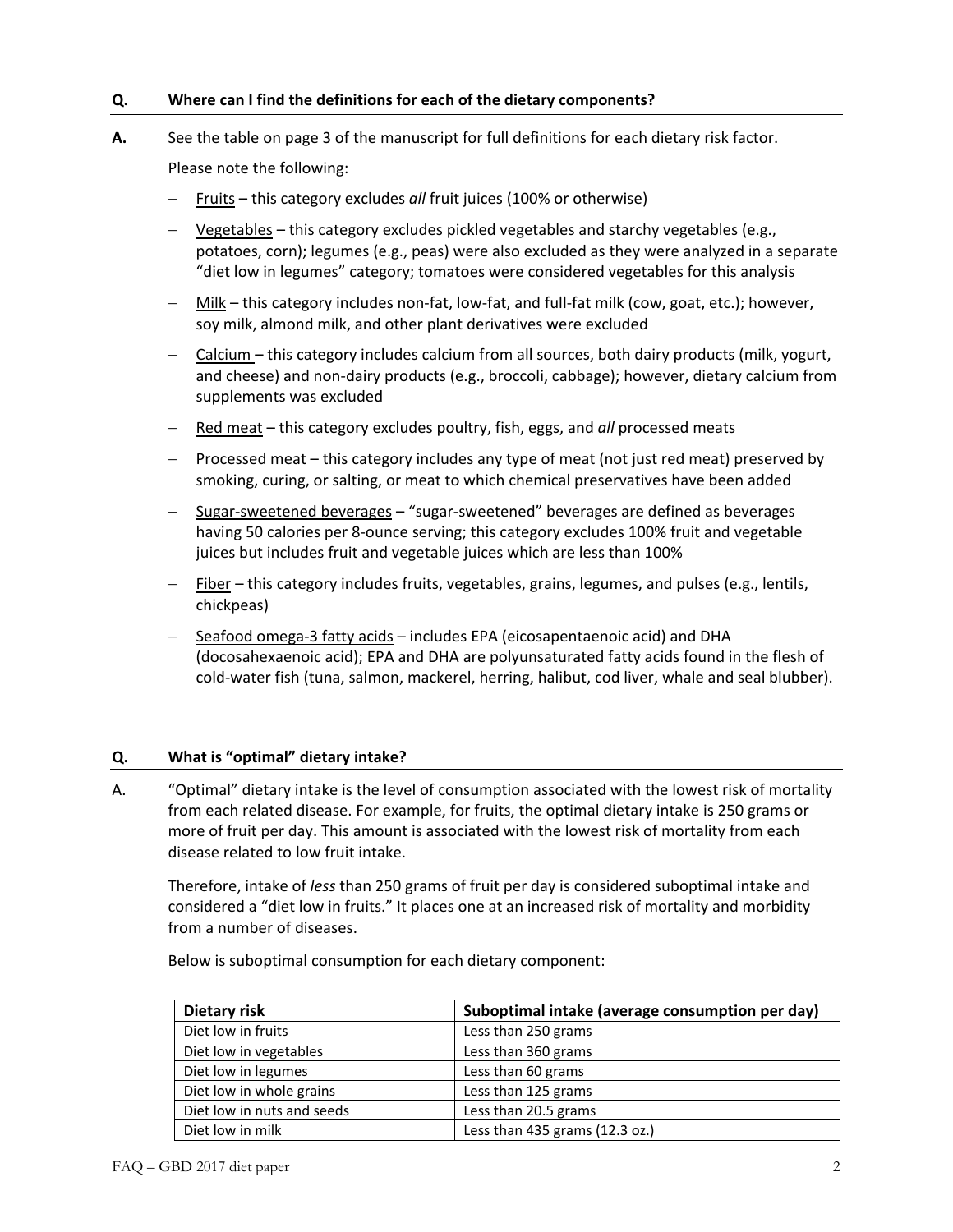**Q. Where can I find the definitions for each of the dietary components?**

**A.** See the table on page 3 of the manuscript for full definitions for each dietary risk factor.

Please note the following:

- Fruits – this category excludes *all* fruit juices (100% or otherwise)
- Vegetables – this category excludes pickled vegetables and starchy vegetables (e.g., potatoes, corn); legumes (e.g., peas) were also excluded as they were analyzed in a separate "diet low in legumes" category; tomatoes were considered vegetables for this analysis
- Milk – this category includes non-fat, low-fat, and full-fat milk (cow, goat, etc.); however, soy milk, almond milk, and other plant derivatives were excluded
- Calcium – this category includes calcium from all sources, both dairy products (milk, yogurt, and cheese) and non-dairy products (e.g., broccoli, cabbage); however, dietary calcium from supplements was excluded
- Red meat – this category excludes poultry, fish, eggs, and *all* processed meats
- Processed meat – this category includes any type of meat (not just red meat) preserved by smoking, curing, or salting, or meat to which chemical preservatives have been added
- Sugar-sweetened beverages – "sugar-sweetened" beverages are defined as beverages having 50 calories per 8-ounce serving; this category excludes 100% fruit and vegetable juices but includes fruit and vegetable juices which are less than 100%
- Fiber – this category includes fruits, vegetables, grains, legumes, and pulses (e.g., lentils, chickpeas)
- Seafood omega-3 fatty acids – includes EPA (eicosapentaenoic acid) and DHA (docosahexaenoic acid); EPA and DHA are polyunsaturated fatty acids found in the flesh of cold-water fish (tuna, salmon, mackerel, herring, halibut, cod liver, whale and seal blubber).

**Q. What is "optimal" dietary intake?**

A. "Optimal" dietary intake is the level of consumption associated with the lowest risk of mortality from each related disease. For example, for fruits, the optimal dietary intake is 250 grams or more of fruit per day. This amount is associated with the lowest risk of mortality from each disease related to low fruit intake.

Therefore, intake of *less* than 250 grams of fruit per day is considered suboptimal intake and considered a "diet low in fruits." It places one at an increased risk of mortality and morbidity from a number of diseases.

Below is suboptimal consumption for each dietary component:

| Dietary risk | Suboptimal intake (average consumption per day) |
|---|---|
| Diet low in fruits | Less than 250 grams |
| Diet low in vegetables | Less than 360 grams |
| Diet low in legumes | Less than 60 grams |
| Diet low in whole grains | Less than 125 grams |
| Diet low in nuts and seeds | Less than 20.5 grams |
| Diet low in milk | Less than 435 grams (12.3 oz.) |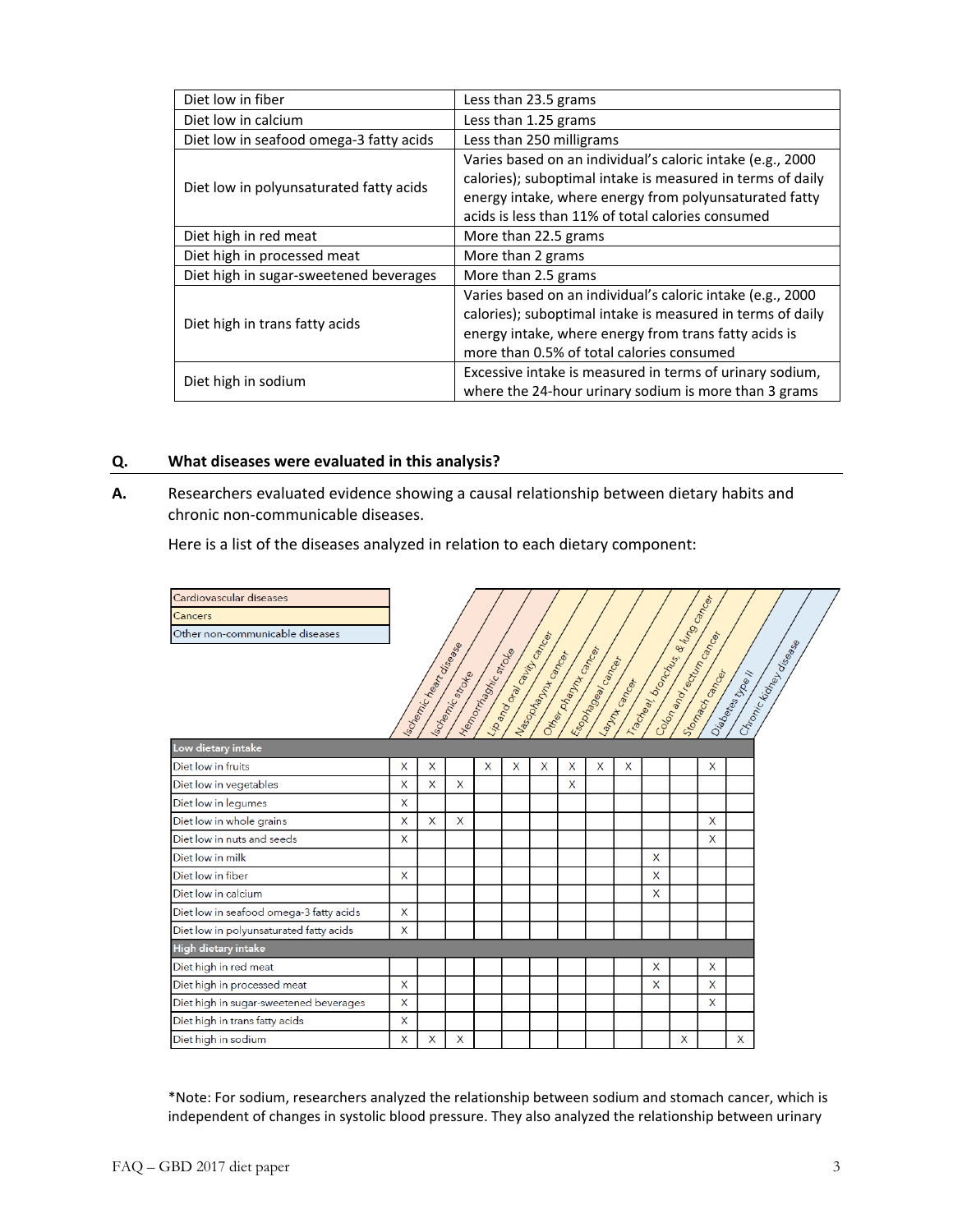| | |
|---|---|
| Diet low in fiber | Less than 23.5 grams |
| Diet low in calcium | Less than 1.25 grams |
| Diet low in seafood omega-3 fatty acids | Less than 250 milligrams |
| Diet low in polyunsaturated fatty acids | Varies based on an individual's caloric intake (e.g., 2000 calories); suboptimal intake is measured in terms of daily energy intake, where energy from polyunsaturated fatty acids is less than 11% of total calories consumed |
| Diet high in red meat | More than 22.5 grams |
| Diet high in processed meat | More than 2 grams |
| Diet high in sugar-sweetened beverages | More than 2.5 grams |
| Diet high in trans fatty acids | Varies based on an individual's caloric intake (e.g., 2000 calories); suboptimal intake is measured in terms of daily energy intake, where energy from trans fatty acids is more than 0.5% of total calories consumed |
| Diet high in sodium | Excessive intake is measured in terms of urinary sodium, where the 24-hour urinary sodium is more than 3 grams |

## Q. What diseases were evaluated in this analysis?

**A.** Researchers evaluated evidence showing a causal relationship between dietary habits and chronic non-communicable diseases.

Here is a list of the diseases analyzed in relation to each dietary component:

Cardiovascular diseases
Cancers
Other non-communicable diseases

| | Ischemic heart disease | Ischemic stroke | Hemorrhagic stroke | Lip and oral cavity cancer | Nasopharynx cancer | Other pharynx cancer | Esophageal cancer | Larynx cancer | Tracheal, bronchus, & lung cancer | Colon and rectum cancer | Stomach cancer | Diabetes type II | Chronic kidney disease |
|---|---|---|---|---|---|---|---|---|---|---|---|---|---|
| **Low dietary intake** | | | | | | | | | | | | | |
| Diet low in fruits | X | X | | X | X | X | X | X | X | | | X | |
| Diet low in vegetables | X | X | X | | | | X | | | | | | |
| Diet low in legumes | X | | | | | | | | | | | | |
| Diet low in whole grains | X | X | X | | | | | | | | | X | |
| Diet low in nuts and seeds | X | | | | | | | | | | | X | |
| Diet low in milk | | | | | | | | | | X | | | |
| Diet low in fiber | X | | | | | | | | | X | | | |
| Diet low in calcium | | | | | | | | | | X | | | |
| Diet low in seafood omega-3 fatty acids | X | | | | | | | | | | | | |
| Diet low in polyunsaturated fatty acids | X | | | | | | | | | | | | |
| **High dietary intake** | | | | | | | | | | | | | |
| Diet high in red meat | | | | | | | | | | X | | X | |
| Diet high in processed meat | X | | | | | | | | | X | | X | |
| Diet high in sugar-sweetened beverages | X | | | | | | | | | | | X | |
| Diet high in trans fatty acids | X | | | | | | | | | | | | |
| Diet high in sodium | X | X | X | | | | | | | | X | | X |

*Note: For sodium, researchers analyzed the relationship between sodium and stomach cancer, which is independent of changes in systolic blood pressure. They also analyzed the relationship between urinary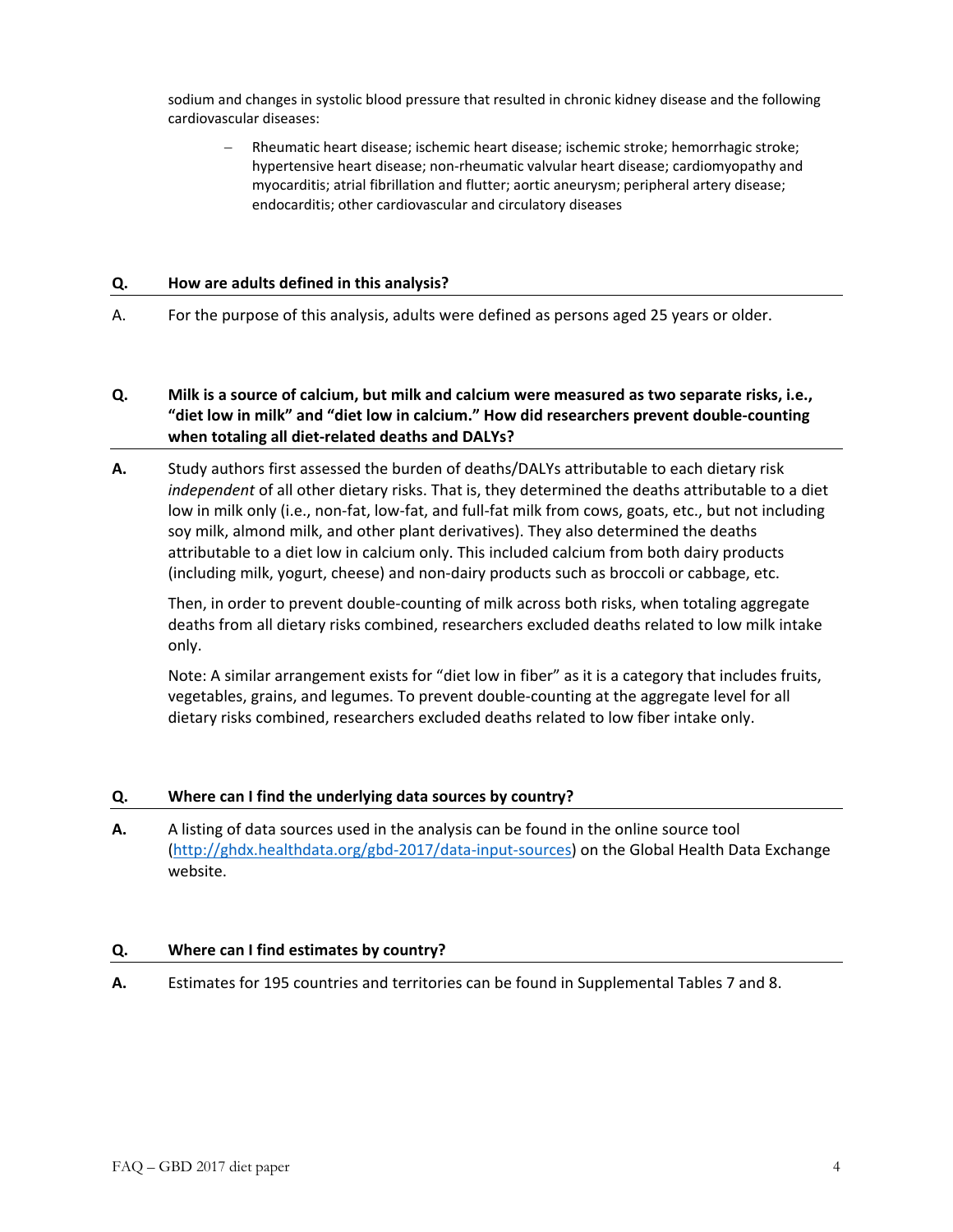sodium and changes in systolic blood pressure that resulted in chronic kidney disease and the following cardiovascular diseases:

- Rheumatic heart disease; ischemic heart disease; ischemic stroke; hemorrhagic stroke; hypertensive heart disease; non-rheumatic valvular heart disease; cardiomyopathy and myocarditis; atrial fibrillation and flutter; aortic aneurysm; peripheral artery disease; endocarditis; other cardiovascular and circulatory diseases

**Q. How are adults defined in this analysis?**

A. For the purpose of this analysis, adults were defined as persons aged 25 years or older.

**Q. Milk is a source of calcium, but milk and calcium were measured as two separate risks, i.e., "diet low in milk" and "diet low in calcium." How did researchers prevent double-counting when totaling all diet-related deaths and DALYs?**

**A.** Study authors first assessed the burden of deaths/DALYs attributable to each dietary risk *independent* of all other dietary risks. That is, they determined the deaths attributable to a diet low in milk only (i.e., non-fat, low-fat, and full-fat milk from cows, goats, etc., but not including soy milk, almond milk, and other plant derivatives). They also determined the deaths attributable to a diet low in calcium only. This included calcium from both dairy products (including milk, yogurt, cheese) and non-dairy products such as broccoli or cabbage, etc.

Then, in order to prevent double-counting of milk across both risks, when totaling aggregate deaths from all dietary risks combined, researchers excluded deaths related to low milk intake only.

Note: A similar arrangement exists for "diet low in fiber" as it is a category that includes fruits, vegetables, grains, and legumes. To prevent double-counting at the aggregate level for all dietary risks combined, researchers excluded deaths related to low fiber intake only.

**Q. Where can I find the underlying data sources by country?**

**A.** A listing of data sources used in the analysis can be found in the online source tool (http://ghdx.healthdata.org/gbd-2017/data-input-sources) on the Global Health Data Exchange website.

**Q. Where can I find estimates by country?**

**A.** Estimates for 195 countries and territories can be found in Supplemental Tables 7 and 8.